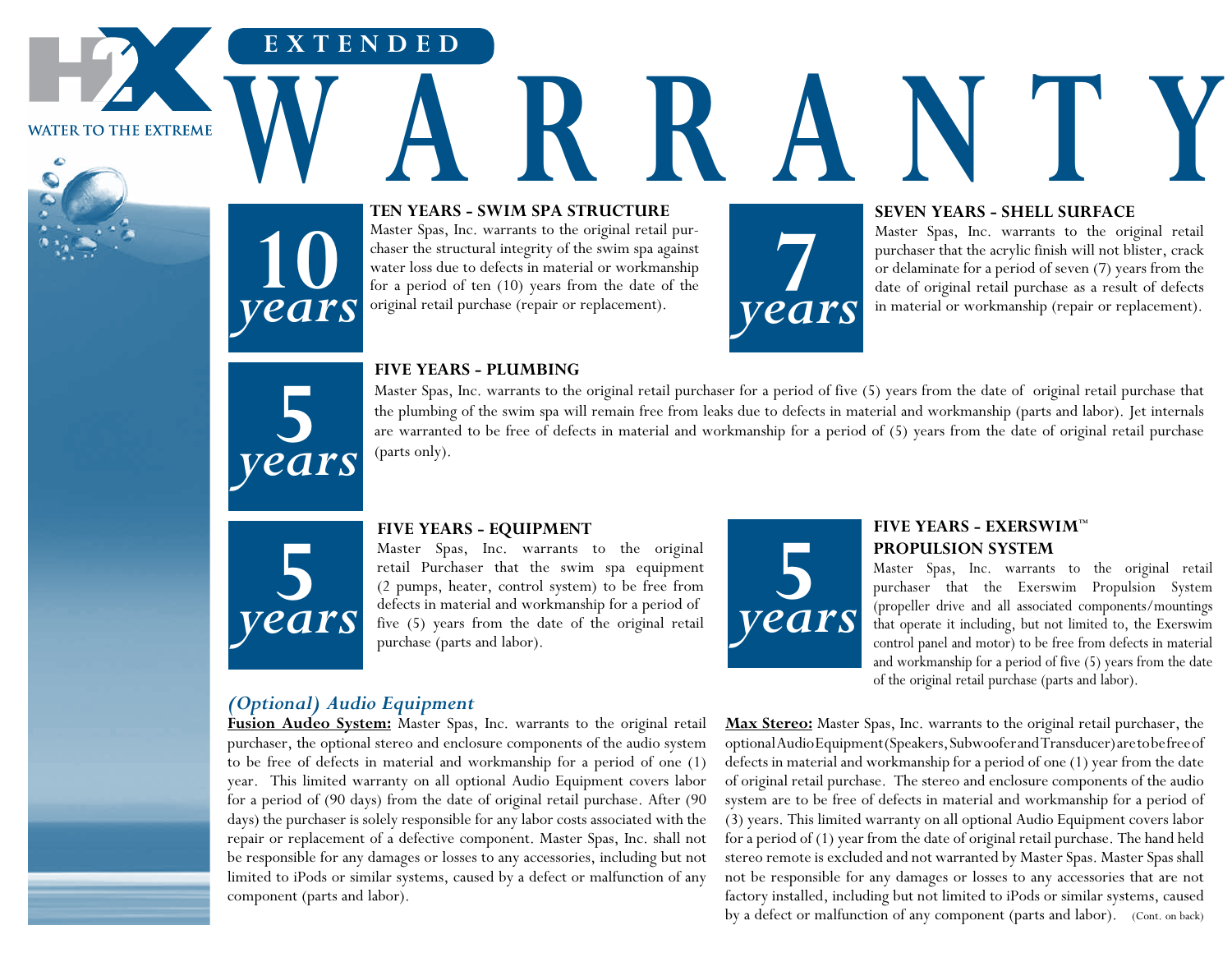H2X

WATER TO THE EXTREME

# EXTENDED WARRANTY

**10 years**

### TEN YEARS - SWIM SPA STRUCTURE

Master Spas, Inc. warrants to the original retail purchaser the structural integrity of the swim spa against water loss due to defects in material or workmanship for a period of ten (10) years from the date of the original retail purchase (repair or replacement).

**7 years**

### SEVEN YEARS - SHELL SURFACE

Master Spas, Inc. warrants to the original retail purchaser that the acrylic finish will not blister, crack or delaminate for a period of seven (7) years from the date of original retail purchase as a result of defects in material or workmanship (repair or replacement).

**5 years**

### FIVE YEARS - PLUMBING

Master Spas, Inc. warrants to the original retail purchaser for a period of five (5) years from the date of original retail purchase that the plumbing of the swim spa will remain free from leaks due to defects in material and workmanship (parts and labor). Jet internals are warranted to be free of defects in material and workmanship for a period of (5) years from the date of original retail purchase (parts only).

**5 years**

### FIVE YEARS - EQUIPMENT

Master Spas, Inc. warrants to the original retail Purchaser that the swim spa equipment (2 pumps, heater, control system) to be free from defects in material and workmanship for a period of five (5) years from the date of the original retail purchase (parts and labor).

**5 years**

### FIVE YEARS - EXERSWIM™ PROPULSION SYSTEM

Master Spas, Inc. warrants to the original retail purchaser that the Exerswim Propulsion System (propeller drive and all associated components/mountings that operate it including, but not limited to, the Exerswim control panel and motor) to be free from defects in material and workmanship for a period of five (5) years from the date of the original retail purchase (parts and labor).

## *(Optional) Audio Equipment*

**Fusion Audeo System:** Master Spas, Inc. warrants to the original retail purchaser, the optional stereo and enclosure components of the audio system to be free of defects in material and workmanship for a period of one (1) year. This limited warranty on all optional Audio Equipment covers labor for a period of (90 days) from the date of original retail purchase. After (90 days) the purchaser is solely responsible for any labor costs associated with the repair or replacement of a defective component. Master Spas, Inc. shall not be responsible for any damages or losses to any accessories, including but not limited to iPods or similar systems, caused by a defect or malfunction of any component (parts and labor).

**Max Stereo:** Master Spas, Inc. warrants to the original retail purchaser, the optional Audio Equipment (Speakers, Subwoofer and Transducer) are to be free of defects in material and workmanship for a period of one (1) year from the date of original retail purchase. The stereo and enclosure components of the audio system are to be free of defects in material and workmanship for a period of (3) years. This limited warranty on all optional Audio Equipment covers labor for a period of (1) year from the date of original retail purchase. The hand held stereo remote is excluded and not warranted by Master Spas. Master Spas shall not be responsible for any damages or losses to any accessories that are not factory installed, including but not limited to iPods or similar systems, caused by a defect or malfunction of any component (parts and labor). (Cont. on back)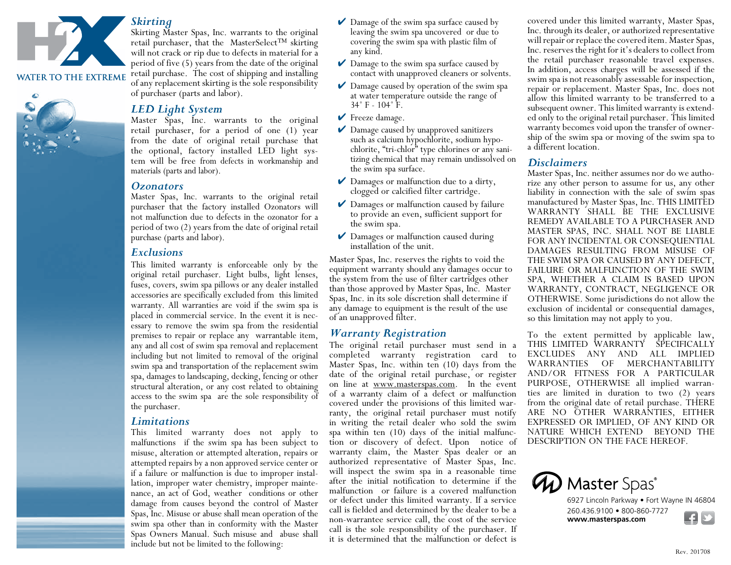WATER TO THE EXTREME

## Skirting

Skirting Master Spas, Inc. warrants to the original retail purchaser, that the MasterSelect™ skirting will not crack or rip due to defects in material for a period of five (5) years from the date of the original retail purchase. The cost of shipping and installing of any replacement skirting is the sole responsibility of purchaser (parts and labor).

## LED Light System

Master Spas, Inc. warrants to the original retail purchaser, for a period of one (1) year from the date of original retail purchase that the optional, factory installed LED light system will be free from defects in workmanship and materials (parts and labor).

## Ozonators

Master Spas, Inc. warrants to the original retail purchaser that the factory installed Ozonators will not malfunction due to defects in the ozonator for a period of two (2) years from the date of original retail purchase (parts and labor).

## Exclusions

This limited warranty is enforceable only by the original retail purchaser. Light bulbs, light lenses, fuses, covers, swim spa pillows or any dealer installed accessories are specifically excluded from this limited warranty. All warranties are void if the swim spa is placed in commercial service. In the event it is necessary to remove the swim spa from the residential premises to repair or replace any warrantable item, any and all cost of swim spa removal and replacement including but not limited to removal of the original swim spa and transportation of the replacement swim spa, damages to landscaping, decking, fencing or other structural alteration, or any cost related to obtaining access to the swim spa are the sole responsibility of the purchaser.

## Limitations

This limited warranty does not apply to malfunctions if the swim spa has been subject to misuse, alteration or attempted alteration, repairs or attempted repairs by a non approved service center or if a failure or malfunction is due to improper installation, improper water chemistry, improper maintenance, an act of God, weather conditions or other damage from causes beyond the control of Master Spas, Inc. Misuse or abuse shall mean operation of the swim spa other than in conformity with the Master Spas Owners Manual. Such misuse and abuse shall include but not be limited to the following:

- ✔ Damage of the swim spa surface caused by leaving the swim spa uncovered or due to covering the swim spa with plastic film of any kind.
- ✔ Damage to the swim spa surface caused by contact with unapproved cleaners or solvents.
- ✔ Damage caused by operation of the swim spa at water temperature outside the range of 34˚ F - 104˚ F.
- ✔ Freeze damage.
- ✔ Damage caused by unapproved sanitizers such as calcium hypochlorite, sodium hypochlorite, "tri-chlor" type chlorines or any sanitizing chemical that may remain undissolved on the swim spa surface.
- ✔ Damages or malfunction due to a dirty, clogged or calcified filter cartridge.
- ✔ Damages or malfunction caused by failure to provide an even, sufficient support for the swim spa.
- ✔ Damages or malfunction caused during installation of the unit.

Master Spas, Inc. reserves the rights to void the equipment warranty should any damages occur to the system from the use of filter cartridges other than those approved by Master Spas, Inc. Master Spas, Inc. in its sole discretion shall determine if any damage to equipment is the result of the use of an unapproved filter.

## Warranty Registration

The original retail purchaser must send in a completed warranty registration card to Master Spas, Inc. within ten (10) days from the date of the original retail purchase, or register on line at www.masterspas.com. In the event of a warranty claim of a defect or malfunction covered under the provisions of this limited warranty, the original retail purchaser must notify in writing the retail dealer who sold the swim spa within ten (10) days of the initial malfunction or discovery of defect. Upon notice of warranty claim, the Master Spas dealer or an authorized representative of Master Spas, Inc. will inspect the swim spa in a reasonable time after the initial notification to determine if the malfunction or failure is a covered malfunction or defect under this limited warranty. If a service call is fielded and determined by the dealer to be a non-warrantee service call, the cost of the service call is the sole responsibility of the purchaser. If it is determined that the malfunction or defect is covered under this limited warranty, Master Spas, Inc. through its dealer, or authorized representative will repair or replace the covered item. Master Spas, Inc. reserves the right for it's dealers to collect from the retail purchaser reasonable travel expenses. In addition, access charges will be assessed if the swim spa is not reasonably assessable for inspection, repair or replacement. Master Spas, Inc. does not allow this limited warranty to be transferred to a subsequent owner. This limited warranty is extended only to the original retail purchaser. This limited warranty becomes void upon the transfer of ownership of the swim spa or moving of the swim spa to a different location.

## Disclaimers

Master Spas, Inc. neither assumes nor do we authorize any other person to assume for us, any other liability in connection with the sale of swim spas manufactured by Master Spas, Inc. THIS LIMITED WARRANTY SHALL BE THE EXCLUSIVE REMEDY AVAILABLE TO A PURCHASER AND MASTER SPAS, INC. SHALL NOT BE LIABLE FOR ANY INCIDENTAL OR CONSEQUENTIAL DAMAGES RESULTING FROM MISUSE OF THE SWIM SPA OR CAUSED BY ANY DEFECT, FAILURE OR MALFUNCTION OF THE SWIM SPA, WHETHER A CLAIM IS BASED UPON WARRANTY, CONTRACT, NEGLIGENCE OR OTHERWISE. Some jurisdictions do not allow the exclusion of incidental or consequential damages, so this limitation may not apply to you.

To the extent permitted by applicable law, THIS LIMITED WARRANTY SPECIFICALLY EXCLUDES ANY AND ALL IMPLIED WARRANTIES OF MERCHANTABILITY AND/OR FITNESS FOR A PARTICULAR PURPOSE, OTHERWISE all implied warranties are limited in duration to two (2) years from the original date of retail purchase. THERE ARE NO OTHER WARRANTIES, EITHER EXPRESSED OR IMPLIED, OF ANY KIND OR NATURE WHICH EXTEND BEYOND THE DESCRIPTION ON THE FACE HEREOF.

Master Spas®
6927 Lincoln Parkway • Fort Wayne IN 46804
260.436.9100 • 800-860-7727
**www.masterspas.com**

Rev. 201708